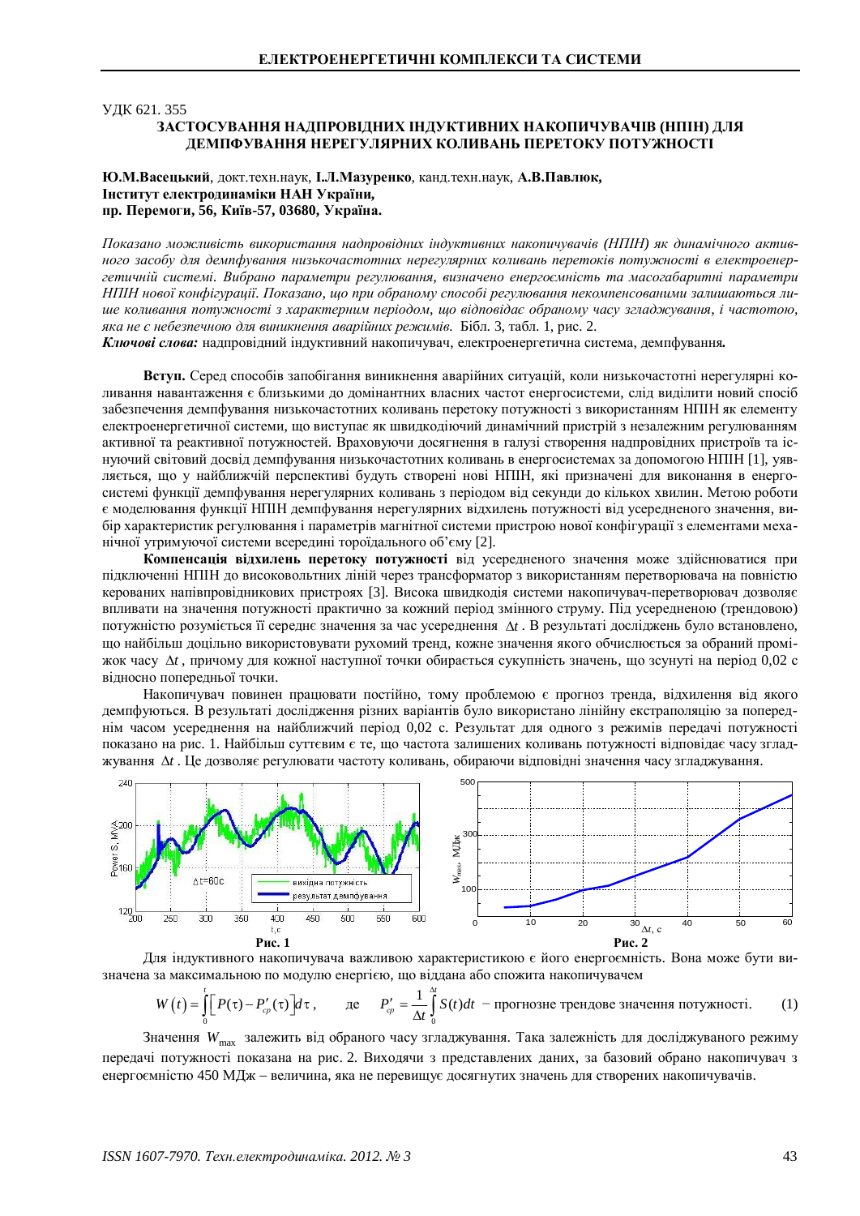УДК 621. 355

# ЗАСТОСУВАННЯ НАДПРОВІДНИХ ІНДУКТИВНИХ НАКОПИЧУВАЧІВ (НПІН) ДЛЯ ДЕМПФУВАННЯ НЕРЕГУЛЯРНИХ КОЛИВАНЬ ПЕРЕТОКУ ПОТУЖНОСТІ

**Ю.М.Васецький**, докт.техн.наук, **І.Л.Мазуренко**, канд.техн.наук, **А.В.Павлюк,**
**Інститут електродинаміки НАН України,**
**пр. Перемоги, 56, Київ-57, 03680, Україна.**

*Показано можливість використання надпровідних індуктивних накопичувачів (НПІН) як динамічного активного засобу для демпфування низькочастотних нерегулярних коливань перетоків потужності в електроенергетичній системі. Вибрано параметри регулювання, визначено енергоємність та масогабаритні параметри НПІН нової конфігурації. Показано, що при обраному способі регулювання некомпенсованими залишаються лише коливання потужності з характерним періодом, що відповідає обраному часу згладжування, і частотою, яка не є небезпечною для виникнення аварійних режимів.* Бібл. 3, табл. 1, рис. 2.

***Ключові слова:*** надпровідний індуктивний накопичувач, електроенергетична система, демпфування***.***

**Вступ.** Серед способів запобігання виникнення аварійних ситуацій, коли низькочастотні нерегулярні коливання навантаження є близькими до домінантних власних частот енергосистеми, слід виділити новий спосіб забезпечення демпфування низькочастотних коливань перетоку потужності з використанням НПІН як елементу електроенергетичної системи, що виступає як швидкодіючий динамічний пристрій з незалежним регулюванням активної та реактивної потужностей. Враховуючи досягнення в галузі створення надпровідних пристроїв та існуючий світовий досвід демпфування низькочастотних коливань в енергосистемах за допомогою НПІН [1], уявляється, що у найближчій перспективі будуть створені нові НПІН, які призначені для виконання в енергосистемі функції демпфування нерегулярних коливань з періодом від секунди до кількох хвилин. Метою роботи є моделювання функції НПІН демпфування нерегулярних відхилень потужності від усередненого значення, вибір характеристик регулювання і параметрів магнітної системи пристрою нової конфігурації з елементами механічної утримуючої системи всередині тороїдального об'єму [2].

**Компенсація відхилень перетоку потужності** від усередненого значення може здійснюватися при підключенні НПІН до високовольтних ліній через трансформатор з використанням перетворювача на повністю керованих напівпровідникових пристроях [3]. Висока швидкодія системи накопичувач-перетворювач дозволяє впливати на значення потужності практично за кожний період змінного струму. Під усередненою (трендовою) потужністю розуміється її середнє значення за час усереднення $\Delta t$. В результаті досліджень було встановлено, що найбільш доцільно використовувати рухомий тренд, кожне значення якого обчислюється за обраний проміжок часу $\Delta t$, причому для кожної наступної точки обирається сукупність значень, що зсунуті на період 0,02 с відносно попередньої точки.

Накопичувач повинен працювати постійно, тому проблемою є прогноз тренда, відхилення від якого демпфуються. В результаті дослідження різних варіантів було використано лінійну екстраполяцію за попереднім часом усереднення на найближчий період 0,02 с. Результат для одного з режимів передачі потужності показано на рис. 1. Найбільш суттєвим є те, що частота залишених коливань потужності відповідає часу згладжування $\Delta t$. Це дозволяє регулювати частоту коливань, обираючи відповідні значення часу згладжування.

**Рис. 1**

**Рис. 2**

Для індуктивного накопичувача важливою характеристикою є його енергоємність. Вона може бути визначена за максимальною по модулю енергією, що віддана або спожита накопичувачем

$$W(t)=\int_0^t\left[P(\tau)-P'_{cp}(\tau)\right]d\tau, \qquad \text{де} \quad P'_{cp}=\frac{1}{\Delta t}\int_0^{\Delta t}S(t)dt \ \text{– прогнозне трендове значення потужності.} \qquad (1)$$

Значення $W_{\max}$ залежить від обраного часу згладжування. Така залежність для досліджуваного режиму передачі потужності показана на рис. 2. Виходячи з представлених даних, за базовий обрано накопичувач з енергоємністю 450 МДж – величина, яка не перевищує досягнутих значень для створених накопичувачів.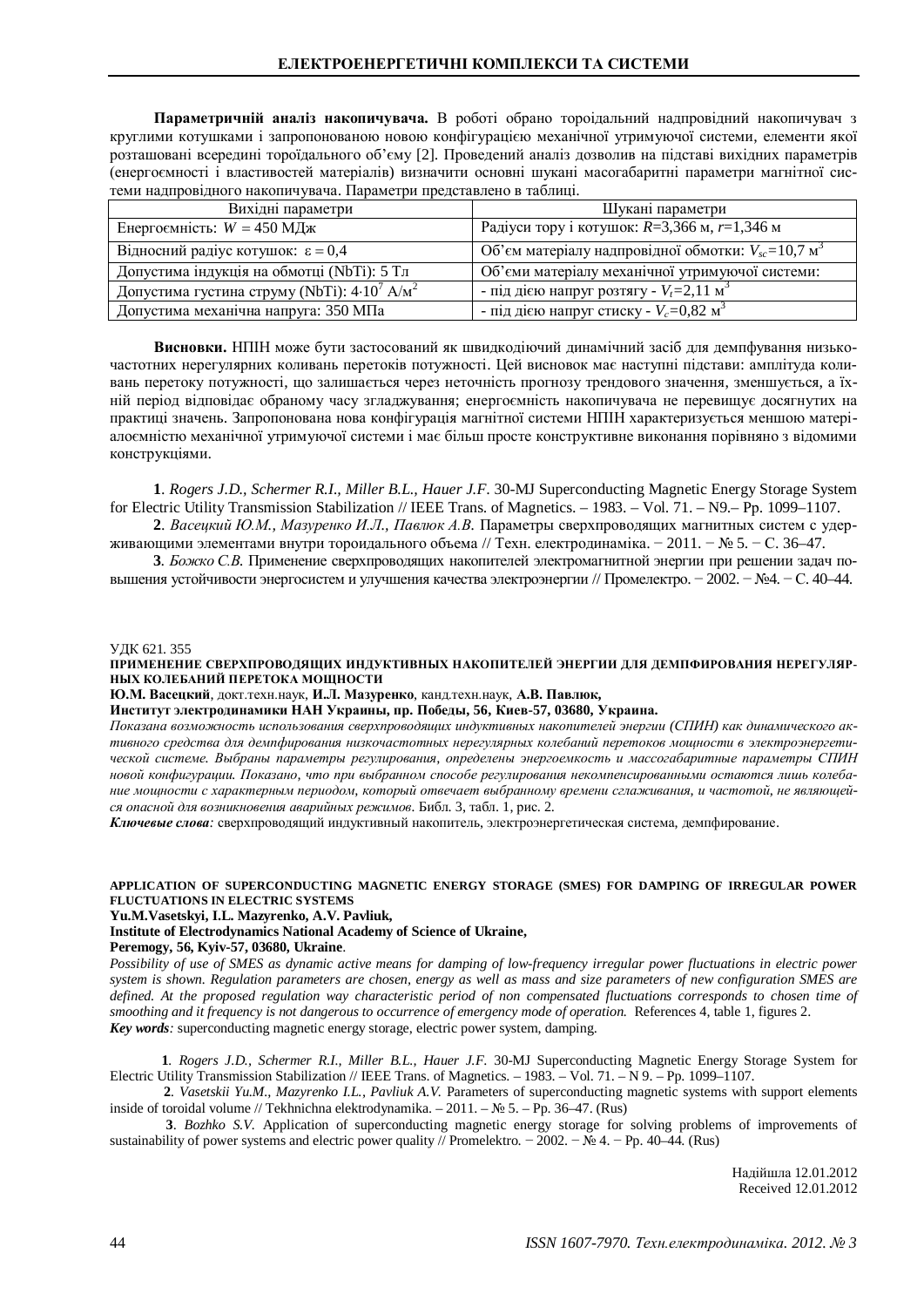**Параметричній аналіз накопичувача.** В роботі обрано тороїдальний надпровідний накопичувач з круглими котушками і запропонованою новою конфігурацією механічної утримуючої системи, елементи якої розташовані всередині тороїдального об'єму [2]. Проведений аналіз дозволив на підставі вихідних параметрів (енергоємності і властивостей матеріалів) визначити основні шукані масогабаритні параметри магнітної системи надпровідного накопичувача. Параметри представлено в таблиці.

| Вихідні параметри | Шукані параметри |
|---|---|
| Енергоємність: $W$ = 450 МДж | Радіуси тору і котушок: $R$=3,366 м, $r$=1,346 м |
| Відносний радіус котушок: $\varepsilon$ = 0,4 | Об'єм матеріалу надпровідної обмотки: $V_{sc}$=10,7 м$^3$ |
| Допустима індукція на обмотці (NbTi): 5 Тл | Об'єми матеріалу механічної утримуючої системи: |
| Допустима густина струму (NbTi): $4{\cdot}10^7$ А/м$^2$ | - під дією напруг розтягу - $V_t$=2,11 м$^3$ |
| Допустима механічна напруга: 350 МПа | - під дією напруг стиску - $V_c$=0,82 м$^3$ |

**Висновки.** НПІН може бути застосований як швидкодіючий динамічний засіб для демпфування низькочастотних нерегулярних коливань перетоків потужності. Цей висновок має наступні підстави: амплітуда коливань перетоку потужності, що залишається через неточність прогнозу трендового значення, зменшується, а їхній період відповідає обраному часу згладжування; енергоємність накопичувача не перевищує досягнутих на практиці значень. Запропонована нова конфігурація магнітної системи НПІН характеризується меншою матеріалоємністю механічної утримуючої системи і має більш просте конструктивне виконання порівняно з відомими конструкціями.

**1**. *Rogers J.D., Schermer R.I., Miller B.L., Hauer J.F.* 30-MJ Superconducting Magnetic Energy Storage System for Electric Utility Transmission Stabilization // IEEE Trans. of Magnetics. – 1983. – Vol. 71. – N9.– Pp. 1099–1107.

**2**. *Васецкий Ю.М., Мазуренко И.Л., Павлюк А.В.* Параметры сверхпроводящих магнитных систем с удерживающими элементами внутри тороидального объема // Техн. електродинаміка. − 2011. − № 5. − С. 36–47.

**3**. *Божко С.В.* Применение сверхпроводящих накопителей электромагнитной энергии при решении задач повышения устойчивости энергосистем и улучшения качества электроэнергии // Промелектро. − 2002. − №4. − С. 40–44.

УДК 621. 355

**ПРИМЕНЕНИЕ СВЕРХПРОВОДЯЩИХ ИНДУКТИВНЫХ НАКОПИТЕЛЕЙ ЭНЕРГИИ ДЛЯ ДЕМПФИРОВАНИЯ НЕРЕГУЛЯРНЫХ КОЛЕБАНИЙ ПЕРЕТОКА МОЩНОСТИ**

**Ю.М. Васецкий**, докт.техн.наук, **И.Л. Мазуренко**, канд.техн.наук, **А.В. Павлюк,**
**Институт электродинамики НАН Украины, пр. Победы, 56, Киев-57, 03680, Украина.**

*Показана возможность использования сверхпроводящих индуктивных накопителей энергии (СПИН) как динамического активного средства для демпфирования низкочастотных нерегулярных колебаний перетоков мощности в электроэнергетической системе. Выбраны параметры регулирования, определены энергоемкость и массогабаритные параметры СПИН новой конфигурации. Показано, что при выбранном способе регулирования некомпенсированными остаются лишь колебание мощности с характерным периодом, который отвечает выбранному времени сглаживания, и частотой, не являющейся опасной для возникновения аварийных режимов*. Библ. 3, табл. 1, рис. 2.

***Ключевые слова:*** сверхпроводящий индуктивный накопитель, электроэнергетическая система, демпфирование.

**APPLICATION OF SUPERCONDUCTING MAGNETIC ENERGY STORAGE (SMES) FOR DAMPING OF IRREGULAR POWER FLUCTUATIONS IN ELECTRIC SYSTEMS**

**Yu.M.Vasetskyi, I.L. Mazyrenko, A.V. Pavliuk,**
**Institute of Electrodynamics National Academy of Science of Ukraine,**
**Peremogy, 56, Kyiv-57, 03680, Ukraine**.

*Possibility of use of SMES as dynamic active means for damping of low-frequency irregular power fluctuations in electric power system is shown. Regulation parameters are chosen, energy as well as mass and size parameters of new configuration SMES are defined. At the proposed regulation way characteristic period of non compensated fluctuations corresponds to chosen time of smoothing and it frequency is not dangerous to occurrence of emergency mode of operation.* References 4, table 1, figures 2.

***Key words:*** superconducting magnetic energy storage, electric power system, damping.

**1**. *Rogers J.D., Schermer R.I., Miller B.L., Hauer J.F.* 30-MJ Superconducting Magnetic Energy Storage System for Electric Utility Transmission Stabilization // IEEE Trans. of Magnetics. – 1983. – Vol. 71. – N 9. – Pp. 1099–1107.

**2**. *Vasetskii Yu.M., Mazyrenko I.L., Pavliuk A.V.* Parameters of superconducting magnetic systems with support elements inside of toroidal volume // Tekhnichna elektrodynamika. – 2011. – № 5. – Pp. 36–47. (Rus)

**3**. *Bozhko S.V.* Application of superconducting magnetic energy storage for solving problems of improvements of sustainability of power systems and electric power quality // Promelektro. − 2002. − № 4. − Pp. 40–44. (Rus)

Надійшла 12.01.2012
Received 12.01.2012